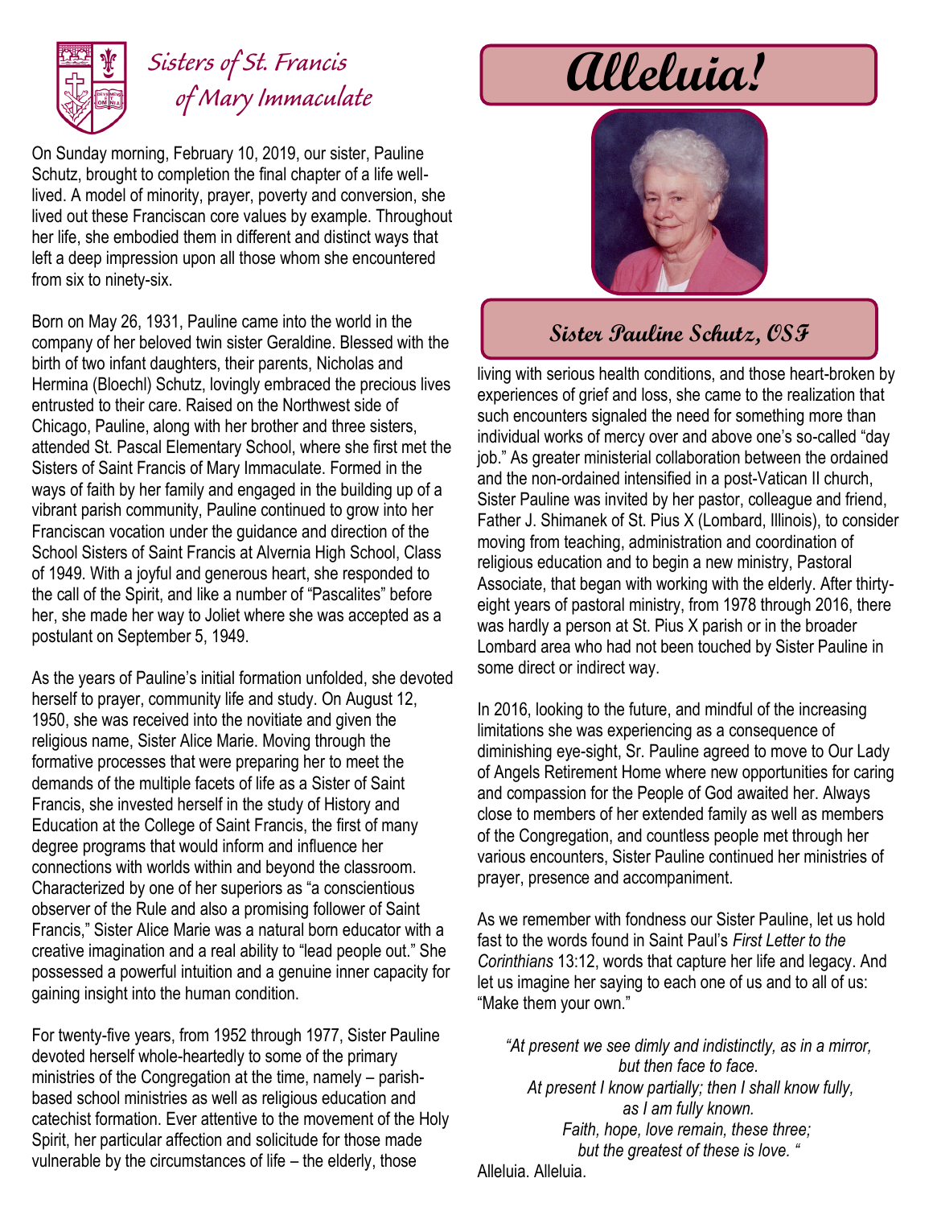Sisters of St. Francis of Mary Immaculate

# Alleluia!

## Sister Pauline Schutz, OSF

On Sunday morning, February 10, 2019, our sister, Pauline Schutz, brought to completion the final chapter of a life well-lived. A model of minority, prayer, poverty and conversion, she lived out these Franciscan core values by example. Throughout her life, she embodied them in different and distinct ways that left a deep impression upon all those whom she encountered from six to ninety-six.

Born on May 26, 1931, Pauline came into the world in the company of her beloved twin sister Geraldine. Blessed with the birth of two infant daughters, their parents, Nicholas and Hermina (Bloechl) Schutz, lovingly embraced the precious lives entrusted to their care. Raised on the Northwest side of Chicago, Pauline, along with her brother and three sisters, attended St. Pascal Elementary School, where she first met the Sisters of Saint Francis of Mary Immaculate. Formed in the ways of faith by her family and engaged in the building up of a vibrant parish community, Pauline continued to grow into her Franciscan vocation under the guidance and direction of the School Sisters of Saint Francis at Alvernia High School, Class of 1949. With a joyful and generous heart, she responded to the call of the Spirit, and like a number of "Pascalites" before her, she made her way to Joliet where she was accepted as a postulant on September 5, 1949.

As the years of Pauline's initial formation unfolded, she devoted herself to prayer, community life and study. On August 12, 1950, she was received into the novitiate and given the religious name, Sister Alice Marie. Moving through the formative processes that were preparing her to meet the demands of the multiple facets of life as a Sister of Saint Francis, she invested herself in the study of History and Education at the College of Saint Francis, the first of many degree programs that would inform and influence her connections with worlds within and beyond the classroom. Characterized by one of her superiors as "a conscientious observer of the Rule and also a promising follower of Saint Francis," Sister Alice Marie was a natural born educator with a creative imagination and a real ability to "lead people out." She possessed a powerful intuition and a genuine inner capacity for gaining insight into the human condition.

For twenty-five years, from 1952 through 1977, Sister Pauline devoted herself whole-heartedly to some of the primary ministries of the Congregation at the time, namely – parish-based school ministries as well as religious education and catechist formation. Ever attentive to the movement of the Holy Spirit, her particular affection and solicitude for those made vulnerable by the circumstances of life – the elderly, those living with serious health conditions, and those heart-broken by experiences of grief and loss, she came to the realization that such encounters signaled the need for something more than individual works of mercy over and above one's so-called "day job." As greater ministerial collaboration between the ordained and the non-ordained intensified in a post-Vatican II church, Sister Pauline was invited by her pastor, colleague and friend, Father J. Shimanek of St. Pius X (Lombard, Illinois), to consider moving from teaching, administration and coordination of religious education and to begin a new ministry, Pastoral Associate, that began with working with the elderly. After thirty-eight years of pastoral ministry, from 1978 through 2016, there was hardly a person at St. Pius X parish or in the broader Lombard area who had not been touched by Sister Pauline in some direct or indirect way.

In 2016, looking to the future, and mindful of the increasing limitations she was experiencing as a consequence of diminishing eye-sight, Sr. Pauline agreed to move to Our Lady of Angels Retirement Home where new opportunities for caring and compassion for the People of God awaited her. Always close to members of her extended family as well as members of the Congregation, and countless people met through her various encounters, Sister Pauline continued her ministries of prayer, presence and accompaniment.

As we remember with fondness our Sister Pauline, let us hold fast to the words found in Saint Paul's *First Letter to the Corinthians* 13:12, words that capture her life and legacy. And let us imagine her saying to each one of us and to all of us: "Make them your own."

*"At present we see dimly and indistinctly, as in a mirror,*
*but then face to face.*
*At present I know partially; then I shall know fully,*
*as I am fully known.*
*Faith, hope, love remain, these three;*
*but the greatest of these is love. "*

Alleluia. Alleluia.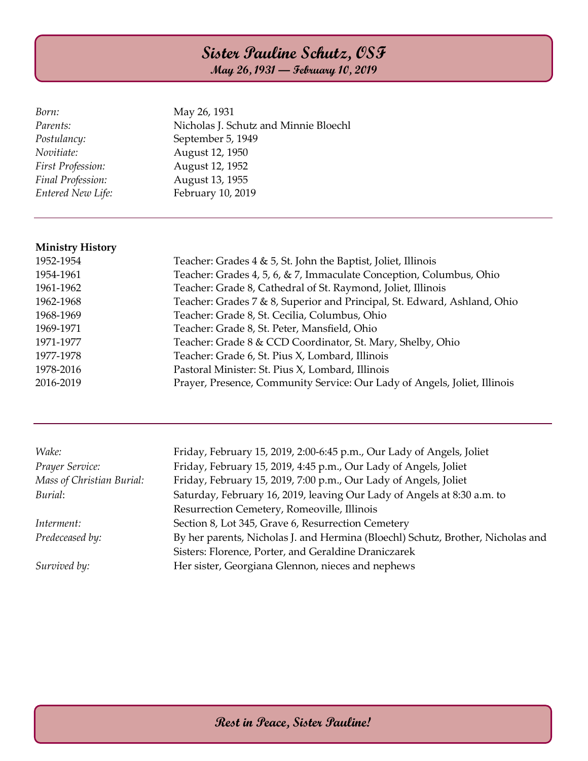# Sister Pauline Schutz, OSF

**May 26, 1931 — February 10, 2019**

| | |
|---|---|
| *Born:* | May 26, 1931 |
| *Parents:* | Nicholas J. Schutz and Minnie Bloechl |
| *Postulancy:* | September 5, 1949 |
| *Novitiate:* | August 12, 1950 |
| *First Profession:* | August 12, 1952 |
| *Final Profession:* | August 13, 1955 |
| *Entered New Life:* | February 10, 2019 |

**Ministry History**

| | |
|---|---|
| 1952-1954 | Teacher: Grades 4 & 5, St. John the Baptist, Joliet, Illinois |
| 1954-1961 | Teacher: Grades 4, 5, 6, & 7, Immaculate Conception, Columbus, Ohio |
| 1961-1962 | Teacher: Grade 8, Cathedral of St. Raymond, Joliet, Illinois |
| 1962-1968 | Teacher: Grades 7 & 8, Superior and Principal, St. Edward, Ashland, Ohio |
| 1968-1969 | Teacher: Grade 8, St. Cecilia, Columbus, Ohio |
| 1969-1971 | Teacher: Grade 8, St. Peter, Mansfield, Ohio |
| 1971-1977 | Teacher: Grade 8 & CCD Coordinator, St. Mary, Shelby, Ohio |
| 1977-1978 | Teacher: Grade 6, St. Pius X, Lombard, Illinois |
| 1978-2016 | Pastoral Minister: St. Pius X, Lombard, Illinois |
| 2016-2019 | Prayer, Presence, Community Service: Our Lady of Angels, Joliet, Illinois |

| | |
|---|---|
| *Wake:* | Friday, February 15, 2019, 2:00-6:45 p.m., Our Lady of Angels, Joliet |
| *Prayer Service:* | Friday, February 15, 2019, 4:45 p.m., Our Lady of Angels, Joliet |
| *Mass of Christian Burial:* | Friday, February 15, 2019, 7:00 p.m., Our Lady of Angels, Joliet |
| *Burial:* | Saturday, February 16, 2019, leaving Our Lady of Angels at 8:30 a.m. to Resurrection Cemetery, Romeoville, Illinois |
| *Interment:* | Section 8, Lot 345, Grave 6, Resurrection Cemetery |
| *Predeceased by:* | By her parents, Nicholas J. and Hermina (Bloechl) Schutz, Brother, Nicholas and Sisters: Florence, Porter, and Geraldine Draniczarek |
| *Survived by:* | Her sister, Georgiana Glennon, nieces and nephews |

**Rest in Peace, Sister Pauline!**